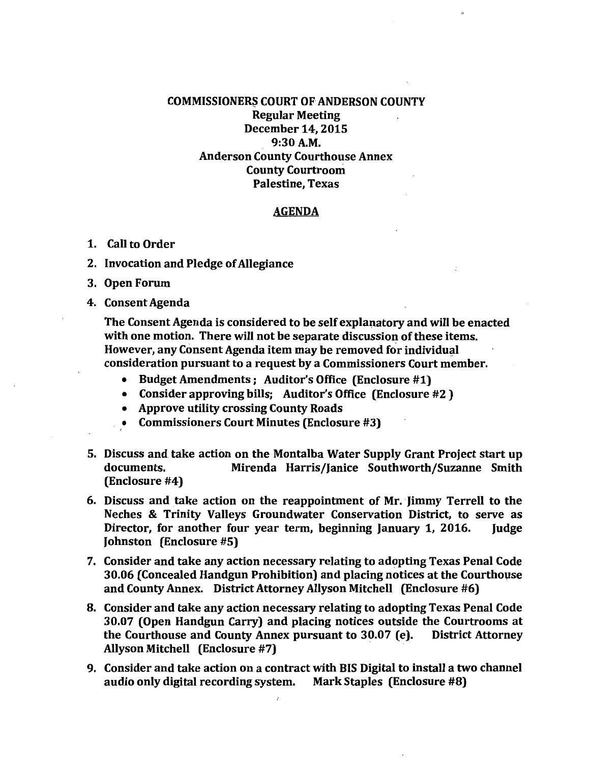# COMMISSIONERS COURT OF ANDERSON COUNTY

**Regular Meeting**
**December 14, 2015**
**9:30 A.M.**
**Anderson County Courthouse Annex**
**County Courtroom**
**Palestine, Texas**

## AGENDA

1. **Call to Order**
2. **Invocation and Pledge of Allegiance**
3. **Open Forum**
4. **Consent Agenda**

   **The Consent Agenda is considered to be self explanatory and will be enacted with one motion. There will not be separate discussion of these items. However, any Consent Agenda item may be removed for individual consideration pursuant to a request by a Commissioners Court member.**

   - **Budget Amendments ; Auditor's Office (Enclosure #1)**
   - **Consider approving bills; Auditor's Office (Enclosure #2 )**
   - **Approve utility crossing County Roads**
   - **Commissioners Court Minutes (Enclosure #3)**

5. **Discuss and take action on the Montalba Water Supply Grant Project start up documents. Mirenda Harris/Janice Southworth/Suzanne Smith (Enclosure #4)**
6. **Discuss and take action on the reappointment of Mr. Jimmy Terrell to the Neches & Trinity Valleys Groundwater Conservation District, to serve as Director, for another four year term, beginning January 1, 2016. Judge Johnston (Enclosure #5)**
7. **Consider and take any action necessary relating to adopting Texas Penal Code 30.06 (Concealed Handgun Prohibition) and placing notices at the Courthouse and County Annex. District Attorney Allyson Mitchell (Enclosure #6)**
8. **Consider and take any action necessary relating to adopting Texas Penal Code 30.07 (Open Handgun Carry) and placing notices outside the Courtrooms at the Courthouse and County Annex pursuant to 30.07 (e). District Attorney Allyson Mitchell (Enclosure #7)**
9. **Consider and take action on a contract with BIS Digital to install a two channel audio only digital recording system. Mark Staples (Enclosure #8)**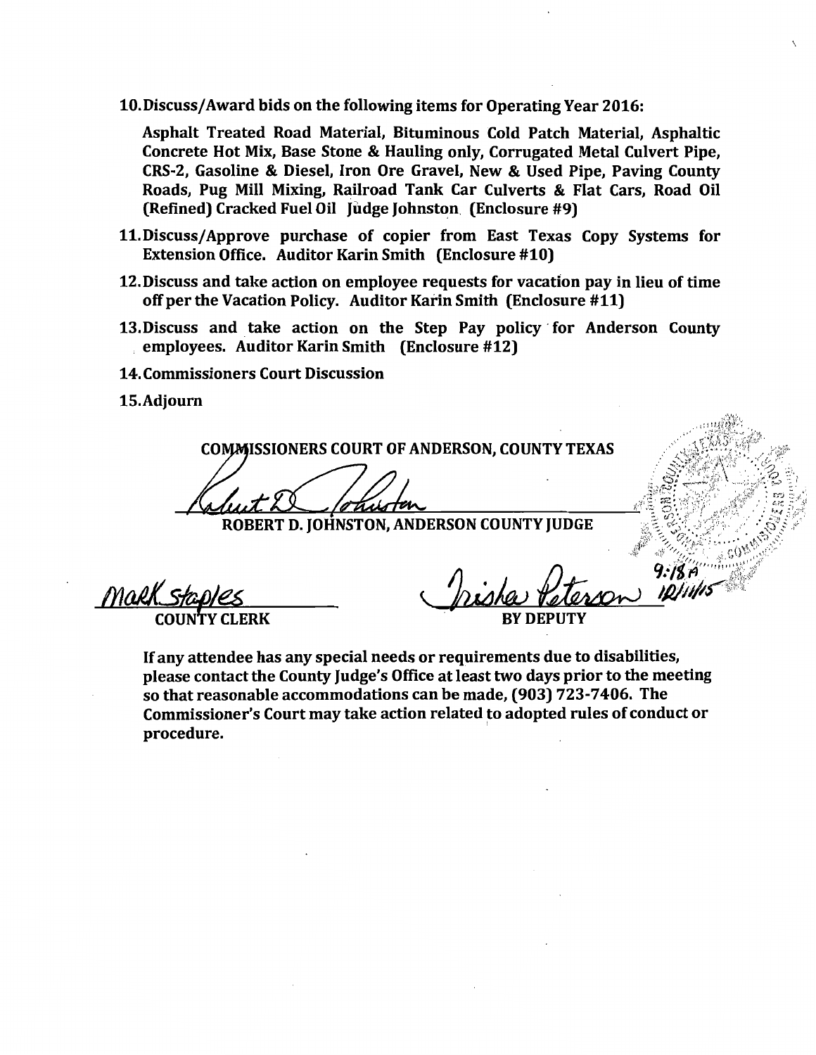10. **Discuss/Award bids on the following items for Operating Year 2016:**

    **Asphalt Treated Road Material, Bituminous Cold Patch Material, Asphaltic Concrete Hot Mix, Base Stone & Hauling only, Corrugated Metal Culvert Pipe, CRS-2, Gasoline & Diesel, Iron Ore Gravel, New & Used Pipe, Paving County Roads, Pug Mill Mixing, Railroad Tank Car Culverts & Flat Cars, Road Oil (Refined) Cracked Fuel Oil Judge Johnston (Enclosure #9)**

11. **Discuss/Approve purchase of copier from East Texas Copy Systems for Extension Office. Auditor Karin Smith (Enclosure #10)**
12. **Discuss and take action on employee requests for vacation pay in lieu of time off per the Vacation Policy. Auditor Karin Smith (Enclosure #11)**
13. **Discuss and take action on the Step Pay policy for Anderson County employees. Auditor Karin Smith (Enclosure #12)**
14. **Commissioners Court Discussion**
15. **Adjourn**

**COMMISSIONERS COURT OF ANDERSON, COUNTY TEXAS**

Robert D. Johnston

**ROBERT D. JOHNSTON, ANDERSON COUNTY JUDGE**

Mark Staples
**COUNTY CLERK**

Trisha Peterson
**BY DEPUTY**

9:18 A
12/11/15

**If any attendee has any special needs or requirements due to disabilities, please contact the County Judge's Office at least two days prior to the meeting so that reasonable accommodations can be made, (903) 723-7406. The Commissioner's Court may take action related to adopted rules of conduct or procedure.**